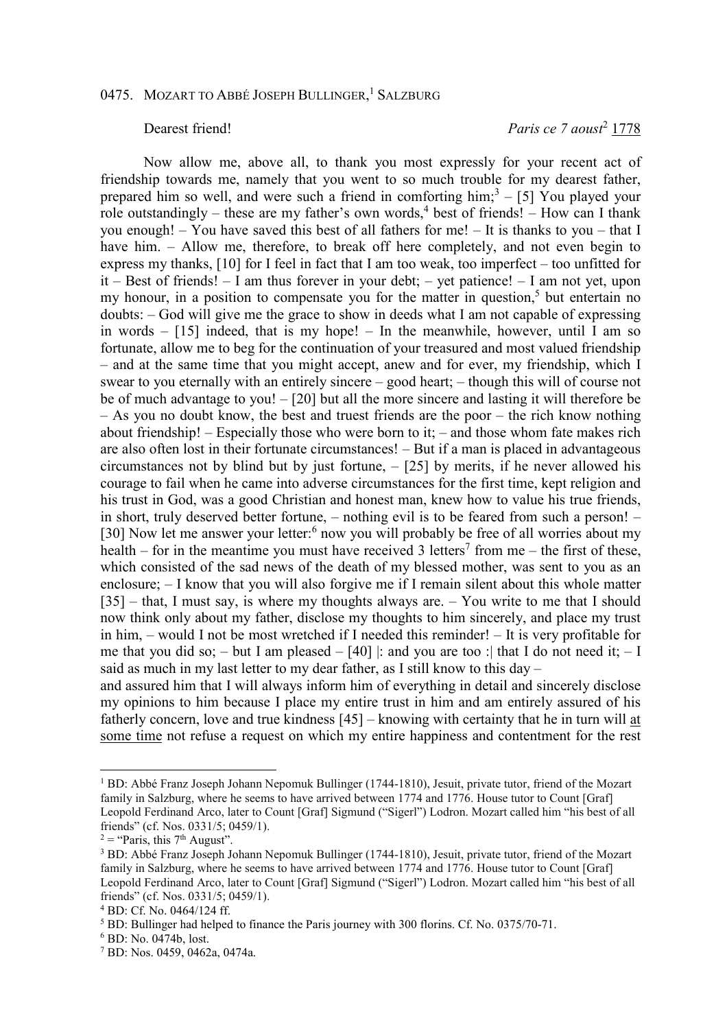# 0475. MOZART TO ABBÉ JOSEPH BULLINGER,[1] SALZBURG

Dearest friend! *Paris ce 7 aoust*[2] <u>1778</u>

Now allow me, above all, to thank you most expressly for your recent act of friendship towards me, namely that you went to so much trouble for my dearest father, prepared him so well, and were such a friend in comforting him;[3] – [5] You played your role outstandingly – these are my father's own words,[4] best of friends! – How can I thank you enough! – You have saved this best of all fathers for me! – It is thanks to you – that I have him. – Allow me, therefore, to break off here completely, and not even begin to express my thanks, [10] for I feel in fact that I am too weak, too imperfect – too unfitted for it – Best of friends! – I am thus forever in your debt; – yet patience! – I am not yet, upon my honour, in a position to compensate you for the matter in question,[5] but entertain no doubts: – God will give me the grace to show in deeds what I am not capable of expressing in words – [15] indeed, that is my hope! – In the meanwhile, however, until I am so fortunate, allow me to beg for the continuation of your treasured and most valued friendship – and at the same time that you might accept, anew and for ever, my friendship, which I swear to you eternally with an entirely sincere – good heart; – though this will of course not be of much advantage to you! – [20] but all the more sincere and lasting it will therefore be – As you no doubt know, the best and truest friends are the poor – the rich know nothing about friendship! – Especially those who were born to it; – and those whom fate makes rich are also often lost in their fortunate circumstances! – But if a man is placed in advantageous circumstances not by blind but by just fortune, – [25] by merits, if he never allowed his courage to fail when he came into adverse circumstances for the first time, kept religion and his trust in God, was a good Christian and honest man, knew how to value his true friends, in short, truly deserved better fortune, – nothing evil is to be feared from such a person! – [30] Now let me answer your letter:[6] now you will probably be free of all worries about my health – for in the meantime you must have received 3 letters[7] from me – the first of these, which consisted of the sad news of the death of my blessed mother, was sent to you as an enclosure; – I know that you will also forgive me if I remain silent about this whole matter [35] – that, I must say, is where my thoughts always are. – You write to me that I should now think only about my father, disclose my thoughts to him sincerely, and place my trust in him, – would I not be most wretched if I needed this reminder! – It is very profitable for me that you did so; – but I am pleased – [40] |: and you are too :| that I do not need it; – I said as much in my last letter to my dear father, as I still know to this day –
and assured him that I will always inform him of everything in detail and sincerely disclose my opinions to him because I place my entire trust in him and am entirely assured of his fatherly concern, love and true kindness [45] – knowing with certainty that he in turn will <u>at some time</u> not refuse a request on which my entire happiness and contentment for the rest

---

[1] BD: Abbé Franz Joseph Johann Nepomuk Bullinger (1744-1810), Jesuit, private tutor, friend of the Mozart family in Salzburg, where he seems to have arrived between 1774 and 1776. House tutor to Count [Graf] Leopold Ferdinand Arco, later to Count [Graf] Sigmund ("Sigerl") Lodron. Mozart called him "his best of all friends" (cf. Nos. 0331/5; 0459/1).

[2] = "Paris, this 7th August".

[3] BD: Abbé Franz Joseph Johann Nepomuk Bullinger (1744-1810), Jesuit, private tutor, friend of the Mozart family in Salzburg, where he seems to have arrived between 1774 and 1776. House tutor to Count [Graf] Leopold Ferdinand Arco, later to Count [Graf] Sigmund ("Sigerl") Lodron. Mozart called him "his best of all friends" (cf. Nos. 0331/5; 0459/1).

[4] BD: Cf. No. 0464/124 ff.

[5] BD: Bullinger had helped to finance the Paris journey with 300 florins. Cf. No. 0375/70-71.

[6] BD: No. 0474b, lost.

[7] BD: Nos. 0459, 0462a, 0474a.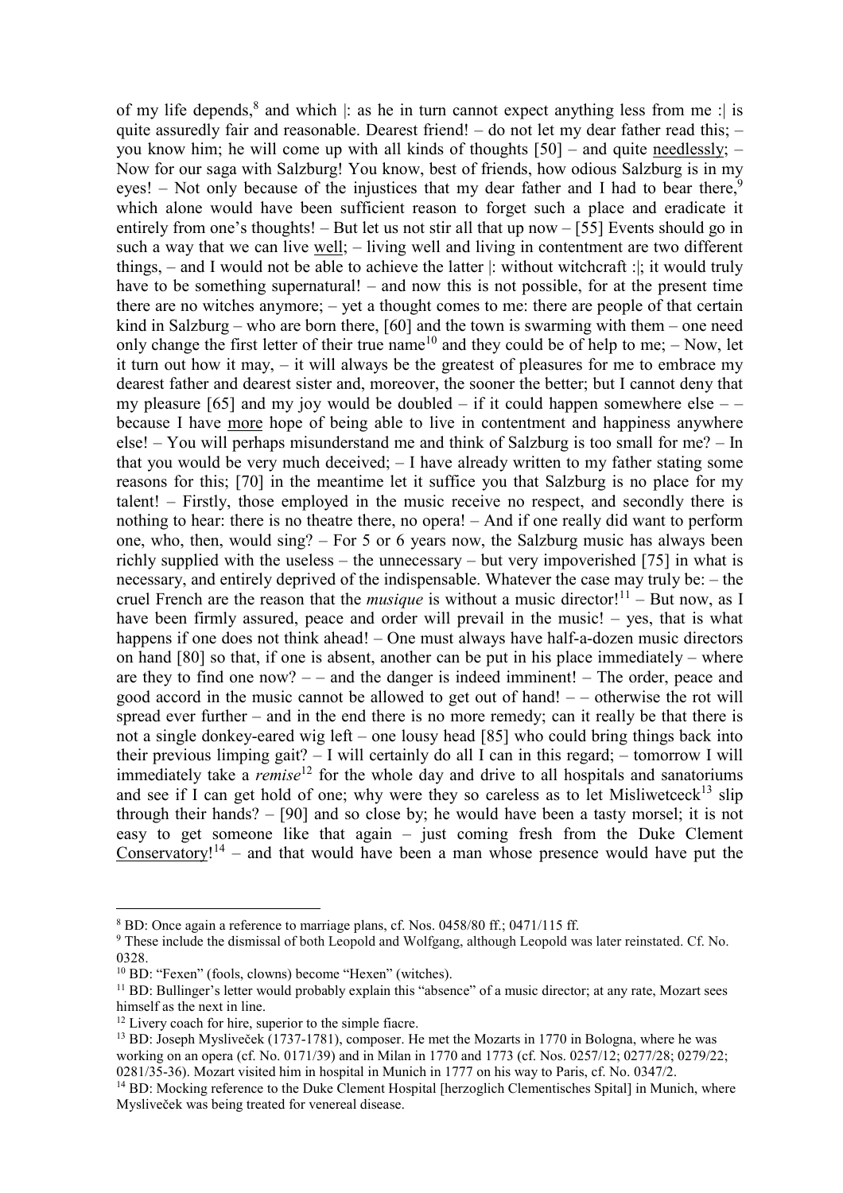of my life depends,[8] and which |: as he in turn cannot expect anything less from me :| is quite assuredly fair and reasonable. Dearest friend! – do not let my dear father read this; – you know him; he will come up with all kinds of thoughts [50] – and quite needlessly; – Now for our saga with Salzburg! You know, best of friends, how odious Salzburg is in my eyes! – Not only because of the injustices that my dear father and I had to bear there,[9] which alone would have been sufficient reason to forget such a place and eradicate it entirely from one's thoughts! – But let us not stir all that up now – [55] Events should go in such a way that we can live well; – living well and living in contentment are two different things, – and I would not be able to achieve the latter |: without witchcraft :|; it would truly have to be something supernatural! – and now this is not possible, for at the present time there are no witches anymore; – yet a thought comes to me: there are people of that certain kind in Salzburg – who are born there, [60] and the town is swarming with them – one need only change the first letter of their true name[10] and they could be of help to me; – Now, let it turn out how it may, – it will always be the greatest of pleasures for me to embrace my dearest father and dearest sister and, moreover, the sooner the better; but I cannot deny that my pleasure [65] and my joy would be doubled – if it could happen somewhere else – – because I have more hope of being able to live in contentment and happiness anywhere else! – You will perhaps misunderstand me and think of Salzburg is too small for me? – In that you would be very much deceived; – I have already written to my father stating some reasons for this; [70] in the meantime let it suffice you that Salzburg is no place for my talent! – Firstly, those employed in the music receive no respect, and secondly there is nothing to hear: there is no theatre there, no opera! – And if one really did want to perform one, who, then, would sing? – For 5 or 6 years now, the Salzburg music has always been richly supplied with the useless – the unnecessary – but very impoverished [75] in what is necessary, and entirely deprived of the indispensable. Whatever the case may truly be: – the cruel French are the reason that the *musique* is without a music director![11] – But now, as I have been firmly assured, peace and order will prevail in the music! – yes, that is what happens if one does not think ahead! – One must always have half-a-dozen music directors on hand [80] so that, if one is absent, another can be put in his place immediately – where are they to find one now? – – and the danger is indeed imminent! – The order, peace and good accord in the music cannot be allowed to get out of hand! – – otherwise the rot will spread ever further – and in the end there is no more remedy; can it really be that there is not a single donkey-eared wig left – one lousy head [85] who could bring things back into their previous limping gait? – I will certainly do all I can in this regard; – tomorrow I will immediately take a *remise*[12] for the whole day and drive to all hospitals and sanatoriums and see if I can get hold of one; why were they so careless as to let Misliwetceck[13] slip through their hands? – [90] and so close by; he would have been a tasty morsel; it is not easy to get someone like that again – just coming fresh from the Duke Clement Conservatory![14] – and that would have been a man whose presence would have put the

---

[8] BD: Once again a reference to marriage plans, cf. Nos. 0458/80 ff.; 0471/115 ff.

[9] These include the dismissal of both Leopold and Wolfgang, although Leopold was later reinstated. Cf. No. 0328.

[10] BD: "Fexen" (fools, clowns) become "Hexen" (witches).

[11] BD: Bullinger's letter would probably explain this "absence" of a music director; at any rate, Mozart sees himself as the next in line.

[12] Livery coach for hire, superior to the simple fiacre.

[13] BD: Joseph Mysliveček (1737-1781), composer. He met the Mozarts in 1770 in Bologna, where he was working on an opera (cf. No. 0171/39) and in Milan in 1770 and 1773 (cf. Nos. 0257/12; 0277/28; 0279/22; 0281/35-36). Mozart visited him in hospital in Munich in 1777 on his way to Paris, cf. No. 0347/2.

[14] BD: Mocking reference to the Duke Clement Hospital [herzoglich Clementisches Spital] in Munich, where Mysliveček was being treated for venereal disease.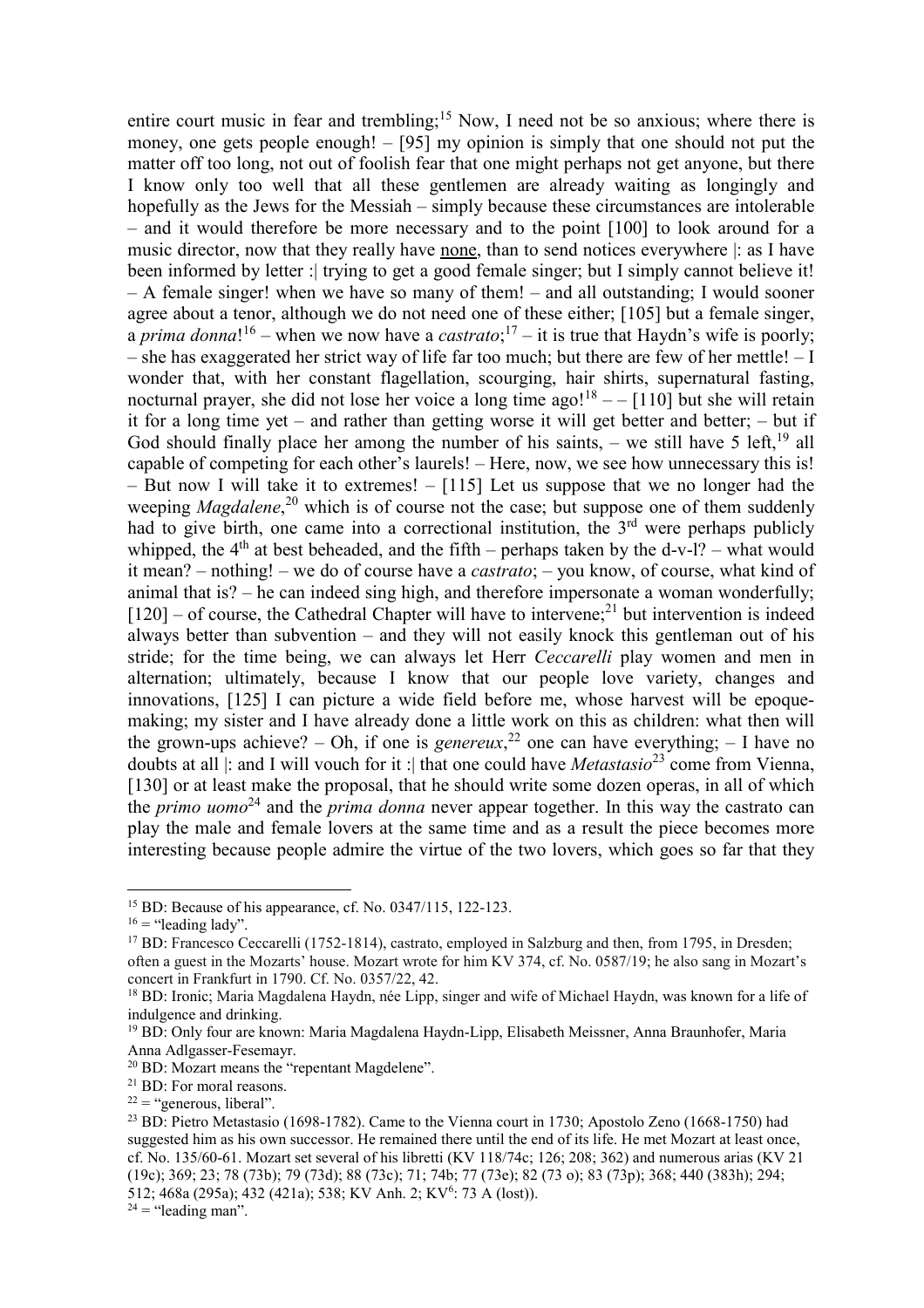entire court music in fear and trembling;[15] Now, I need not be so anxious; where there is money, one gets people enough! – [95] my opinion is simply that one should not put the matter off too long, not out of foolish fear that one might perhaps not get anyone, but there I know only too well that all these gentlemen are already waiting as longingly and hopefully as the Jews for the Messiah – simply because these circumstances are intolerable – and it would therefore be more necessary and to the point [100] to look around for a music director, now that they really have <u>none</u>, than to send notices everywhere |: as I have been informed by letter :| trying to get a good female singer; but I simply cannot believe it! – A female singer! when we have so many of them! – and all outstanding; I would sooner agree about a tenor, although we do not need one of these either; [105] but a female singer, a *prima donna*![16] – when we now have a *castrato*;[17] – it is true that Haydn's wife is poorly; – she has exaggerated her strict way of life far too much; but there are few of her mettle! – I wonder that, with her constant flagellation, scourging, hair shirts, supernatural fasting, nocturnal prayer, she did not lose her voice a long time ago![18] – – [110] but she will retain it for a long time yet – and rather than getting worse it will get better and better; – but if God should finally place her among the number of his saints, – we still have 5 left,[19] all capable of competing for each other's laurels! – Here, now, we see how unnecessary this is! – But now I will take it to extremes! – [115] Let us suppose that we no longer had the weeping *Magdalene*,[20] which is of course not the case; but suppose one of them suddenly had to give birth, one came into a correctional institution, the 3rd were perhaps publicly whipped, the 4th at best beheaded, and the fifth – perhaps taken by the d-v-l? – what would it mean? – nothing! – we do of course have a *castrato*; – you know, of course, what kind of animal that is? – he can indeed sing high, and therefore impersonate a woman wonderfully; [120] – of course, the Cathedral Chapter will have to intervene;[21] but intervention is indeed always better than subvention – and they will not easily knock this gentleman out of his stride; for the time being, we can always let Herr *Ceccarelli* play women and men in alternation; ultimately, because I know that our people love variety, changes and innovations, [125] I can picture a wide field before me, whose harvest will be epoque-making; my sister and I have already done a little work on this as children: what then will the grown-ups achieve? – Oh, if one is *genereux*,[22] one can have everything; – I have no doubts at all |: and I will vouch for it :| that one could have *Metastasio*[23] come from Vienna, [130] or at least make the proposal, that he should write some dozen operas, in all of which the *primo uomo*[24] and the *prima donna* never appear together. In this way the castrato can play the male and female lovers at the same time and as a result the piece becomes more interesting because people admire the virtue of the two lovers, which goes so far that they

---

[15] BD: Because of his appearance, cf. No. 0347/115, 122-123.

[16] = "leading lady".

[17] BD: Francesco Ceccarelli (1752-1814), castrato, employed in Salzburg and then, from 1795, in Dresden; often a guest in the Mozarts' house. Mozart wrote for him KV 374, cf. No. 0587/19; he also sang in Mozart's concert in Frankfurt in 1790. Cf. No. 0357/22, 42.

[18] BD: Ironic; Maria Magdalena Haydn, née Lipp, singer and wife of Michael Haydn, was known for a life of indulgence and drinking.

[19] BD: Only four are known: Maria Magdalena Haydn-Lipp, Elisabeth Meissner, Anna Braunhofer, Maria Anna Adlgasser-Fesemayr.

[20] BD: Mozart means the "repentant Magdelene".

[21] BD: For moral reasons.

[22] = "generous, liberal".

[23] BD: Pietro Metastasio (1698-1782). Came to the Vienna court in 1730; Apostolo Zeno (1668-1750) had suggested him as his own successor. He remained there until the end of its life. He met Mozart at least once, cf. No. 135/60-61. Mozart set several of his libretti (KV 118/74c; 126; 208; 362) and numerous arias (KV 21 (19c); 369; 23; 78 (73b); 79 (73d); 88 (73c); 71; 74b; 77 (73e); 82 (73 o); 83 (73p); 368; 440 (383h); 294; 512; 468a (295a); 432 (421a); 538; KV Anh. 2; KV6: 73 A (lost)).

[24] = "leading man".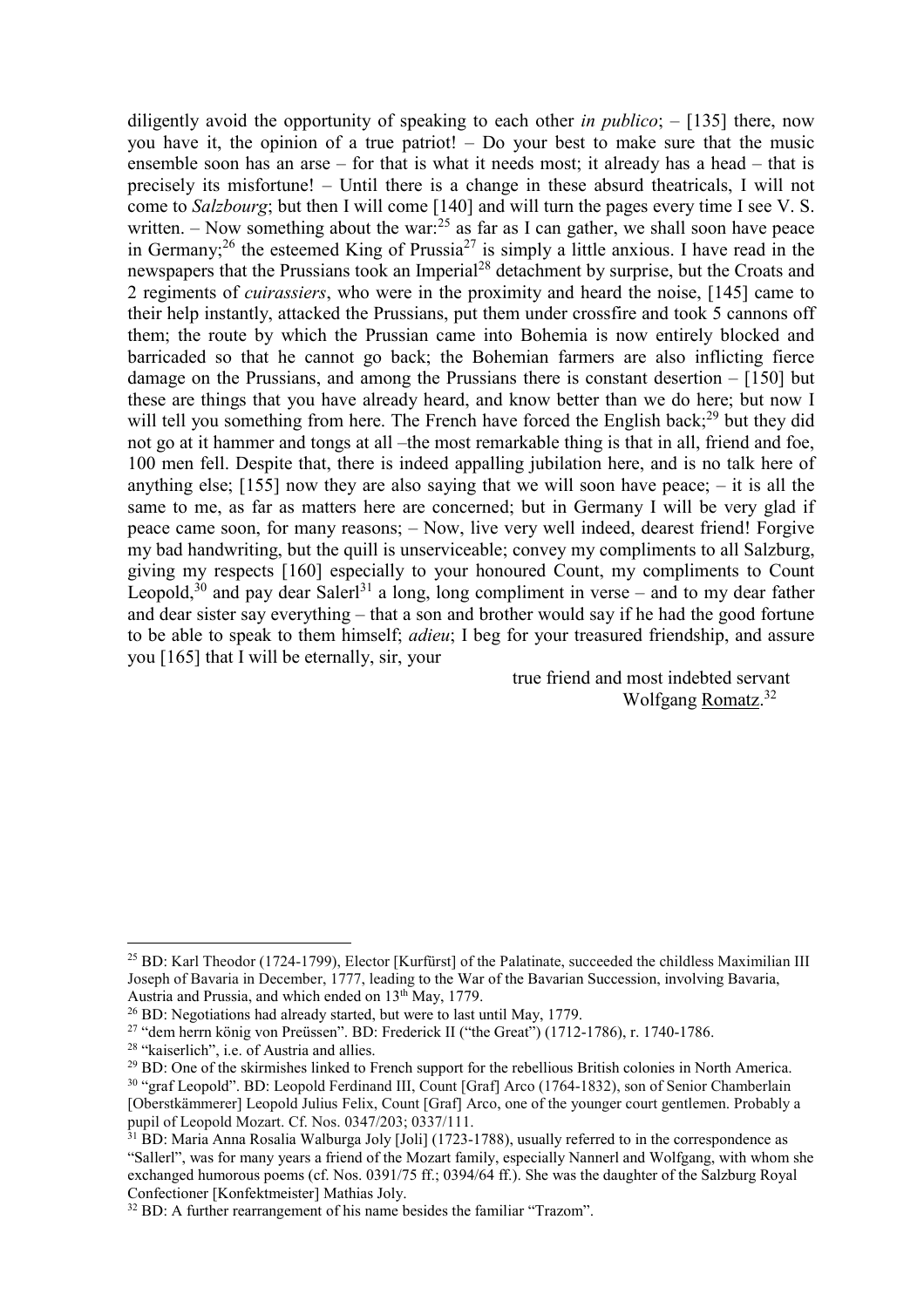diligently avoid the opportunity of speaking to each other *in publico*; – [135] there, now you have it, the opinion of a true patriot! – Do your best to make sure that the music ensemble soon has an arse – for that is what it needs most; it already has a head – that is precisely its misfortune! – Until there is a change in these absurd theatricals, I will not come to *Salzbourg*; but then I will come [140] and will turn the pages every time I see V. S. written. – Now something about the war:[25] as far as I can gather, we shall soon have peace in Germany;[26] the esteemed King of Prussia[27] is simply a little anxious. I have read in the newspapers that the Prussians took an Imperial[28] detachment by surprise, but the Croats and 2 regiments of *cuirassiers*, who were in the proximity and heard the noise, [145] came to their help instantly, attacked the Prussians, put them under crossfire and took 5 cannons off them; the route by which the Prussian came into Bohemia is now entirely blocked and barricaded so that he cannot go back; the Bohemian farmers are also inflicting fierce damage on the Prussians, and among the Prussians there is constant desertion – [150] but these are things that you have already heard, and know better than we do here; but now I will tell you something from here. The French have forced the English back;[29] but they did not go at it hammer and tongs at all –the most remarkable thing is that in all, friend and foe, 100 men fell. Despite that, there is indeed appalling jubilation here, and is no talk here of anything else; [155] now they are also saying that we will soon have peace; – it is all the same to me, as far as matters here are concerned; but in Germany I will be very glad if peace came soon, for many reasons; – Now, live very well indeed, dearest friend! Forgive my bad handwriting, but the quill is unserviceable; convey my compliments to all Salzburg, giving my respects [160] especially to your honoured Count, my compliments to Count Leopold,[30] and pay dear Salerl[31] a long, long compliment in verse – and to my dear father and dear sister say everything – that a son and brother would say if he had the good fortune to be able to speak to them himself; *adieu*; I beg for your treasured friendship, and assure you [165] that I will be eternally, sir, your

true friend and most indebted servant
Wolfgang Romatz.[32]

---

[25] BD: Karl Theodor (1724-1799), Elector [Kurfürst] of the Palatinate, succeeded the childless Maximilian III Joseph of Bavaria in December, 1777, leading to the War of the Bavarian Succession, involving Bavaria, Austria and Prussia, and which ended on 13th May, 1779.

[26] BD: Negotiations had already started, but were to last until May, 1779.

[27] "dem herrn könig von Preüssen". BD: Frederick II ("the Great") (1712-1786), r. 1740-1786.

[28] "kaiserlich", i.e. of Austria and allies.

[29] BD: One of the skirmishes linked to French support for the rebellious British colonies in North America.

[30] "graf Leopold". BD: Leopold Ferdinand III, Count [Graf] Arco (1764-1832), son of Senior Chamberlain [Oberstkämmerer] Leopold Julius Felix, Count [Graf] Arco, one of the younger court gentlemen. Probably a pupil of Leopold Mozart. Cf. Nos. 0347/203; 0337/111.

[31] BD: Maria Anna Rosalia Walburga Joly [Joli] (1723-1788), usually referred to in the correspondence as "Sallerl", was for many years a friend of the Mozart family, especially Nannerl and Wolfgang, with whom she exchanged humorous poems (cf. Nos. 0391/75 ff.; 0394/64 ff.). She was the daughter of the Salzburg Royal Confectioner [Konfektmeister] Mathias Joly.

[32] BD: A further rearrangement of his name besides the familiar "Trazom".